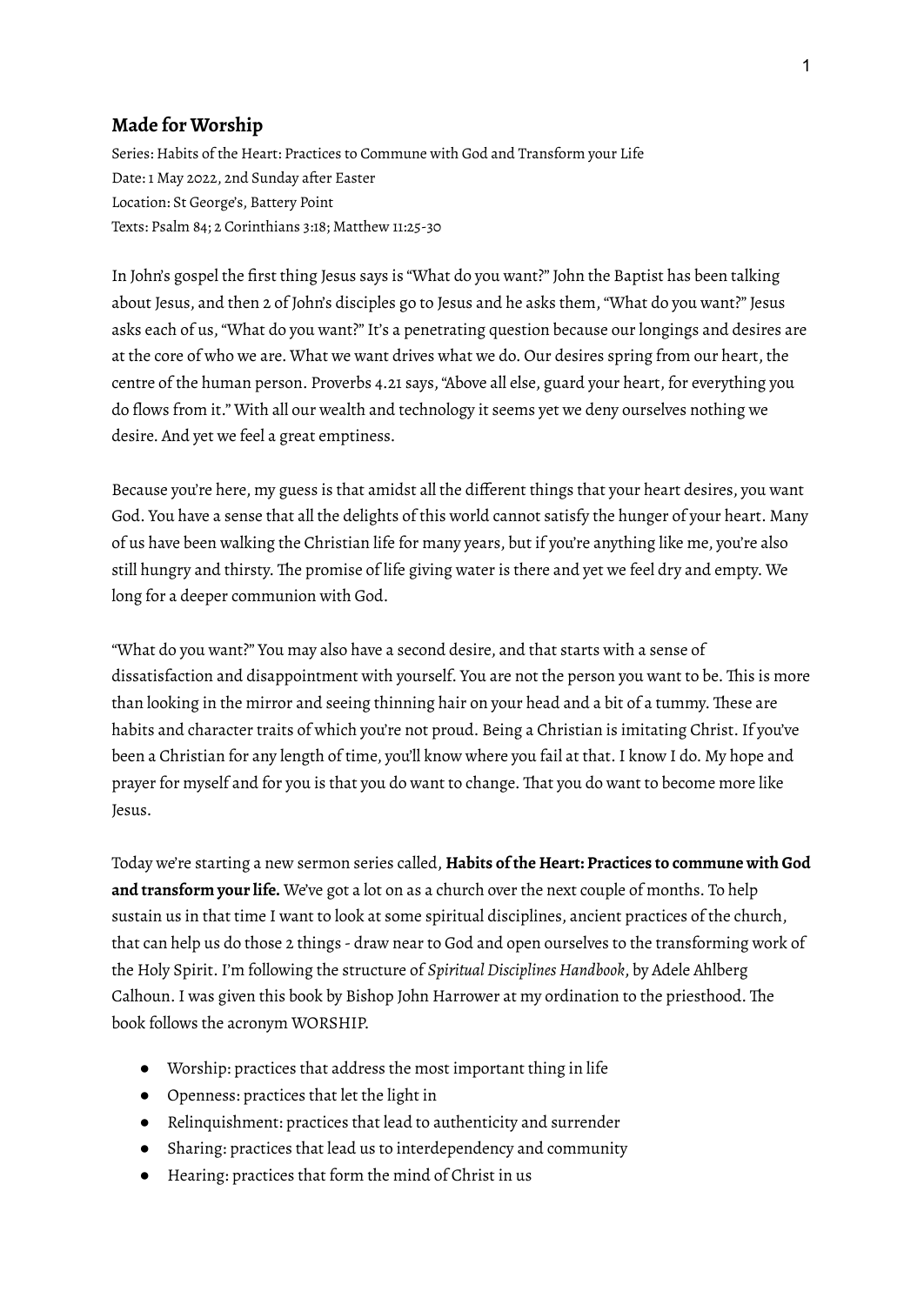## Made for Worship

Series: Habits of the Heart: Practices to Commune with God and Transform your Life
Date: 1 May 2022, 2nd Sunday after Easter
Location: St George's, Battery Point
Texts: Psalm 84; 2 Corinthians 3:18; Matthew 11:25-30

In John's gospel the first thing Jesus says is "What do you want?" John the Baptist has been talking about Jesus, and then 2 of John's disciples go to Jesus and he asks them, "What do you want?" Jesus asks each of us, "What do you want?" It's a penetrating question because our longings and desires are at the core of who we are. What we want drives what we do. Our desires spring from our heart, the centre of the human person. Proverbs 4.21 says, "Above all else, guard your heart, for everything you do flows from it." With all our wealth and technology it seems yet we deny ourselves nothing we desire. And yet we feel a great emptiness.

Because you're here, my guess is that amidst all the different things that your heart desires, you want God. You have a sense that all the delights of this world cannot satisfy the hunger of your heart. Many of us have been walking the Christian life for many years, but if you're anything like me, you're also still hungry and thirsty. The promise of life giving water is there and yet we feel dry and empty. We long for a deeper communion with God.

"What do you want?" You may also have a second desire, and that starts with a sense of dissatisfaction and disappointment with yourself. You are not the person you want to be. This is more than looking in the mirror and seeing thinning hair on your head and a bit of a tummy. These are habits and character traits of which you're not proud. Being a Christian is imitating Christ. If you've been a Christian for any length of time, you'll know where you fail at that. I know I do. My hope and prayer for myself and for you is that you do want to change. That you do want to become more like Jesus.

Today we're starting a new sermon series called, **Habits of the Heart: Practices to commune with God and transform your life.** We've got a lot on as a church over the next couple of months. To help sustain us in that time I want to look at some spiritual disciplines, ancient practices of the church, that can help us do those 2 things - draw near to God and open ourselves to the transforming work of the Holy Spirit. I'm following the structure of *Spiritual Disciplines Handbook*, by Adele Ahlberg Calhoun. I was given this book by Bishop John Harrower at my ordination to the priesthood. The book follows the acronym WORSHIP.

- Worship: practices that address the most important thing in life
- Openness: practices that let the light in
- Relinquishment: practices that lead to authenticity and surrender
- Sharing: practices that lead us to interdependency and community
- Hearing: practices that form the mind of Christ in us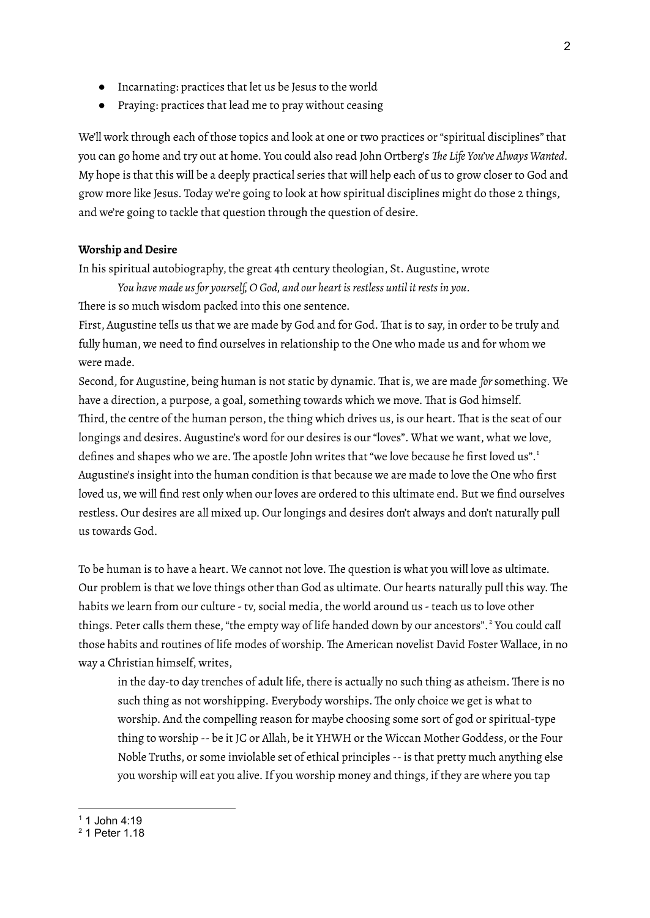- Incarnating: practices that let us be Jesus to the world
- Praying: practices that lead me to pray without ceasing

We'll work through each of those topics and look at one or two practices or "spiritual disciplines" that you can go home and try out at home. You could also read John Ortberg's *The Life You've Always Wanted*. My hope is that this will be a deeply practical series that will help each of us to grow closer to God and grow more like Jesus. Today we're going to look at how spiritual disciplines might do those 2 things, and we're going to tackle that question through the question of desire.

**Worship and Desire**

In his spiritual autobiography, the great 4th century theologian, St. Augustine, wrote

> *You have made us for yourself, O God, and our heart is restless until it rests in you.*

There is so much wisdom packed into this one sentence.

First, Augustine tells us that we are made by God and for God. That is to say, in order to be truly and fully human, we need to find ourselves in relationship to the One who made us and for whom we were made.

Second, for Augustine, being human is not static by dynamic. That is, we are made *for* something. We have a direction, a purpose, a goal, something towards which we move. That is God himself.

Third, the centre of the human person, the thing which drives us, is our heart. That is the seat of our longings and desires. Augustine's word for our desires is our "loves". What we want, what we love, defines and shapes who we are. The apostle John writes that "we love because he first loved us".[1]

Augustine's insight into the human condition is that because we are made to love the One who first loved us, we will find rest only when our loves are ordered to this ultimate end. But we find ourselves restless. Our desires are all mixed up. Our longings and desires don't always and don't naturally pull us towards God.

To be human is to have a heart. We cannot not love. The question is what you will love as ultimate. Our problem is that we love things other than God as ultimate. Our hearts naturally pull this way. The habits we learn from our culture - tv, social media, the world around us - teach us to love other things. Peter calls them these, "the empty way of life handed down by our ancestors".[2] You could call those habits and routines of life modes of worship. The American novelist David Foster Wallace, in no way a Christian himself, writes,

> in the day-to day trenches of adult life, there is actually no such thing as atheism. There is no such thing as not worshipping. Everybody worships. The only choice we get is what to worship. And the compelling reason for maybe choosing some sort of god or spiritual-type thing to worship -- be it JC or Allah, be it YHWH or the Wiccan Mother Goddess, or the Four Noble Truths, or some inviolable set of ethical principles -- is that pretty much anything else you worship will eat you alive. If you worship money and things, if they are where you tap

---

[1] 1 John 4:19

[2] 1 Peter 1.18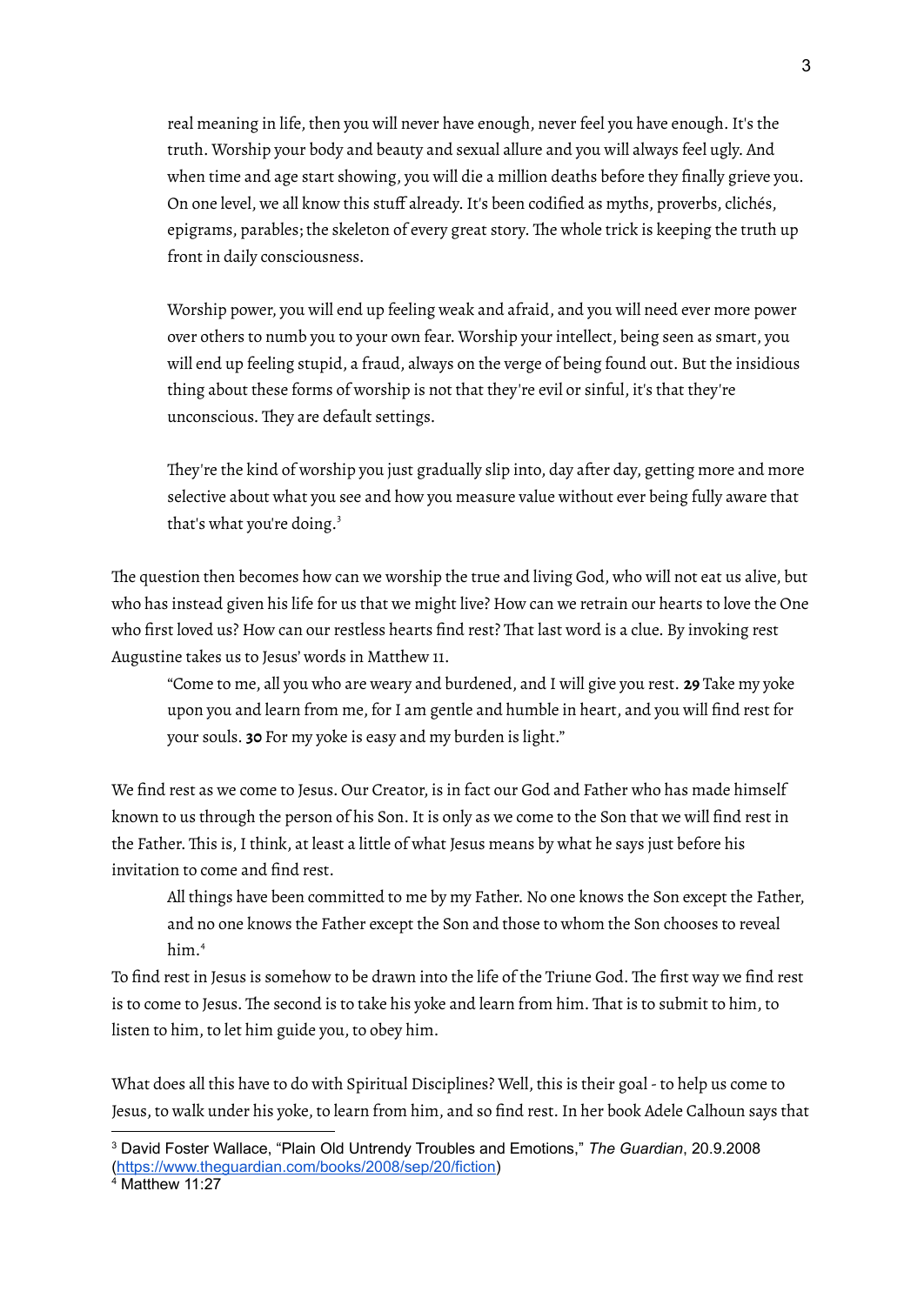> real meaning in life, then you will never have enough, never feel you have enough. It's the truth. Worship your body and beauty and sexual allure and you will always feel ugly. And when time and age start showing, you will die a million deaths before they finally grieve you. On one level, we all know this stuff already. It's been codified as myths, proverbs, clichés, epigrams, parables; the skeleton of every great story. The whole trick is keeping the truth up front in daily consciousness.
>
> Worship power, you will end up feeling weak and afraid, and you will need ever more power over others to numb you to your own fear. Worship your intellect, being seen as smart, you will end up feeling stupid, a fraud, always on the verge of being found out. But the insidious thing about these forms of worship is not that they're evil or sinful, it's that they're unconscious. They are default settings.
>
> They're the kind of worship you just gradually slip into, day after day, getting more and more selective about what you see and how you measure value without ever being fully aware that that's what you're doing.[3]

The question then becomes how can we worship the true and living God, who will not eat us alive, but who has instead given his life for us that we might live? How can we retrain our hearts to love the One who first loved us? How can our restless hearts find rest? That last word is a clue. By invoking rest Augustine takes us to Jesus' words in Matthew 11.

> "Come to me, all you who are weary and burdened, and I will give you rest. **29** Take my yoke upon you and learn from me, for I am gentle and humble in heart, and you will find rest for your souls. **30** For my yoke is easy and my burden is light."

We find rest as we come to Jesus. Our Creator, is in fact our God and Father who has made himself known to us through the person of his Son. It is only as we come to the Son that we will find rest in the Father. This is, I think, at least a little of what Jesus means by what he says just before his invitation to come and find rest.

> All things have been committed to me by my Father. No one knows the Son except the Father, and no one knows the Father except the Son and those to whom the Son chooses to reveal him.[4]

To find rest in Jesus is somehow to be drawn into the life of the Triune God. The first way we find rest is to come to Jesus. The second is to take his yoke and learn from him. That is to submit to him, to listen to him, to let him guide you, to obey him.

What does all this have to do with Spiritual Disciplines? Well, this is their goal - to help us come to Jesus, to walk under his yoke, to learn from him, and so find rest. In her book Adele Calhoun says that

---

[3] David Foster Wallace, "Plain Old Untrendy Troubles and Emotions," *The Guardian*, 20.9.2008 (https://www.theguardian.com/books/2008/sep/20/fiction)

[4] Matthew 11:27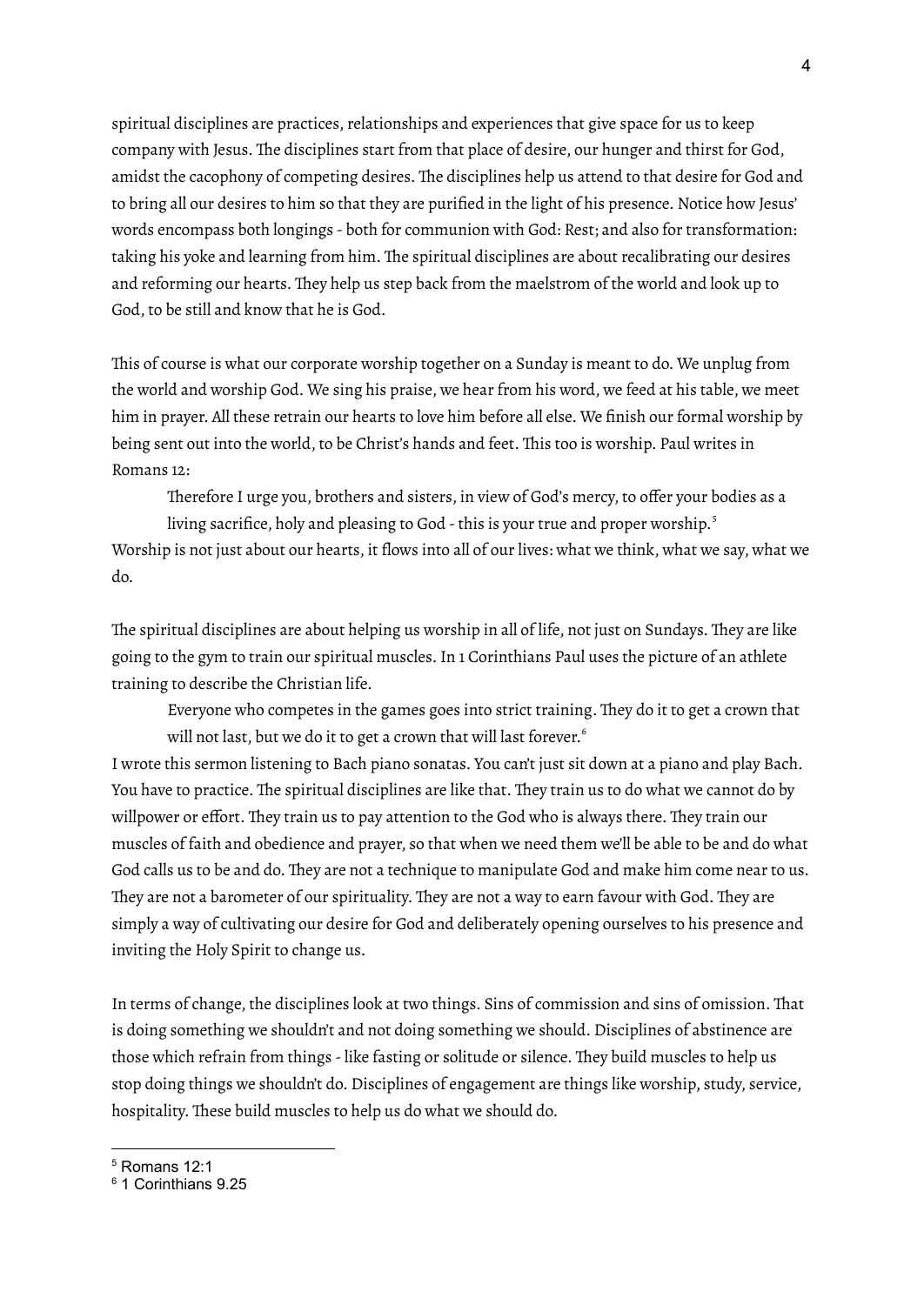spiritual disciplines are practices, relationships and experiences that give space for us to keep company with Jesus. The disciplines start from that place of desire, our hunger and thirst for God, amidst the cacophony of competing desires. The disciplines help us attend to that desire for God and to bring all our desires to him so that they are purified in the light of his presence. Notice how Jesus' words encompass both longings - both for communion with God: Rest; and also for transformation: taking his yoke and learning from him. The spiritual disciplines are about recalibrating our desires and reforming our hearts. They help us step back from the maelstrom of the world and look up to God, to be still and know that he is God.

This of course is what our corporate worship together on a Sunday is meant to do. We unplug from the world and worship God. We sing his praise, we hear from his word, we feed at his table, we meet him in prayer. All these retrain our hearts to love him before all else. We finish our formal worship by being sent out into the world, to be Christ's hands and feet. This too is worship. Paul writes in Romans 12:

> Therefore I urge you, brothers and sisters, in view of God's mercy, to offer your bodies as a living sacrifice, holy and pleasing to God - this is your true and proper worship.[5]

Worship is not just about our hearts, it flows into all of our lives: what we think, what we say, what we do.

The spiritual disciplines are about helping us worship in all of life, not just on Sundays. They are like going to the gym to train our spiritual muscles. In 1 Corinthians Paul uses the picture of an athlete training to describe the Christian life.

> Everyone who competes in the games goes into strict training. They do it to get a crown that will not last, but we do it to get a crown that will last forever.[6]

I wrote this sermon listening to Bach piano sonatas. You can't just sit down at a piano and play Bach. You have to practice. The spiritual disciplines are like that. They train us to do what we cannot do by willpower or effort. They train us to pay attention to the God who is always there. They train our muscles of faith and obedience and prayer, so that when we need them we'll be able to be and do what God calls us to be and do. They are not a technique to manipulate God and make him come near to us. They are not a barometer of our spirituality. They are not a way to earn favour with God. They are simply a way of cultivating our desire for God and deliberately opening ourselves to his presence and inviting the Holy Spirit to change us.

In terms of change, the disciplines look at two things. Sins of commission and sins of omission. That is doing something we shouldn't and not doing something we should. Disciplines of abstinence are those which refrain from things - like fasting or solitude or silence. They build muscles to help us stop doing things we shouldn't do. Disciplines of engagement are things like worship, study, service, hospitality. These build muscles to help us do what we should do.

---

[5] Romans 12:1

[6] 1 Corinthians 9.25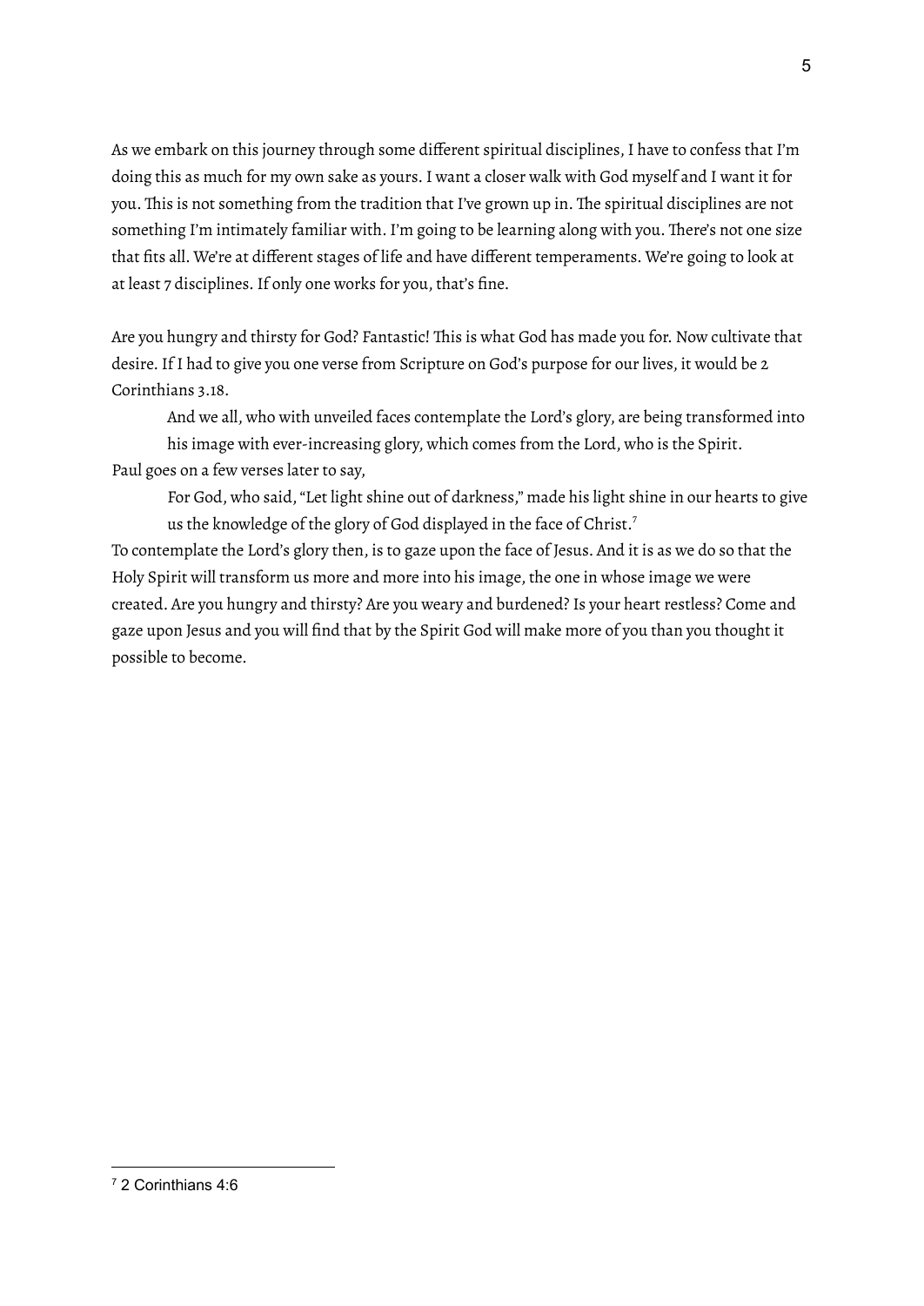As we embark on this journey through some different spiritual disciplines, I have to confess that I'm doing this as much for my own sake as yours. I want a closer walk with God myself and I want it for you. This is not something from the tradition that I've grown up in. The spiritual disciplines are not something I'm intimately familiar with. I'm going to be learning along with you. There's not one size that fits all. We're at different stages of life and have different temperaments. We're going to look at at least 7 disciplines. If only one works for you, that's fine.

Are you hungry and thirsty for God? Fantastic! This is what God has made you for. Now cultivate that desire. If I had to give you one verse from Scripture on God's purpose for our lives, it would be 2 Corinthians 3.18.

> And we all, who with unveiled faces contemplate the Lord's glory, are being transformed into his image with ever-increasing glory, which comes from the Lord, who is the Spirit.

Paul goes on a few verses later to say,

> For God, who said, "Let light shine out of darkness," made his light shine in our hearts to give us the knowledge of the glory of God displayed in the face of Christ.[7]

To contemplate the Lord's glory then, is to gaze upon the face of Jesus. And it is as we do so that the Holy Spirit will transform us more and more into his image, the one in whose image we were created. Are you hungry and thirsty? Are you weary and burdened? Is your heart restless? Come and gaze upon Jesus and you will find that by the Spirit God will make more of you than you thought it possible to become.

[7] 2 Corinthians 4:6